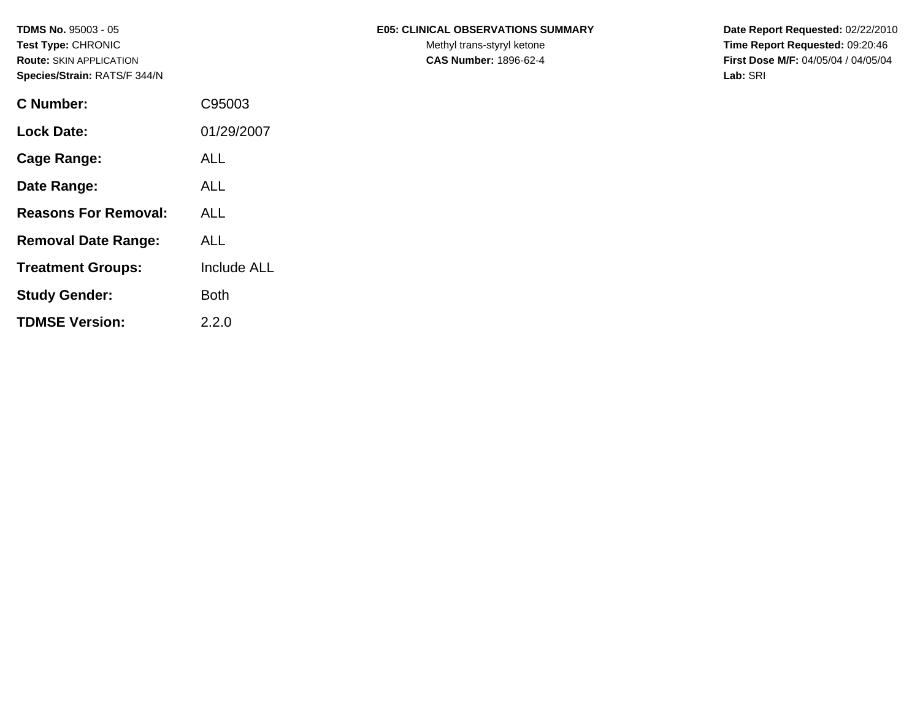**TDMS No.** 95003 - 05
**Test Type:** CHRONIC
**Route:** SKIN APPLICATION
**Species/Strain:** RATS/F 344/N

**E05: CLINICAL OBSERVATIONS SUMMARY**
Methyl trans-styryl ketone
**CAS Number:** 1896-62-4

**Date Report Requested:** 02/22/2010
**Time Report Requested:** 09:20:46
**First Dose M/F:** 04/05/04 / 04/05/04
**Lab:** SRI

| | |
|---|---|
| **C Number:** | C95003 |
| **Lock Date:** | 01/29/2007 |
| **Cage Range:** | ALL |
| **Date Range:** | ALL |
| **Reasons For Removal:** | ALL |
| **Removal Date Range:** | ALL |
| **Treatment Groups:** | Include ALL |
| **Study Gender:** | Both |
| **TDMSE Version:** | 2.2.0 |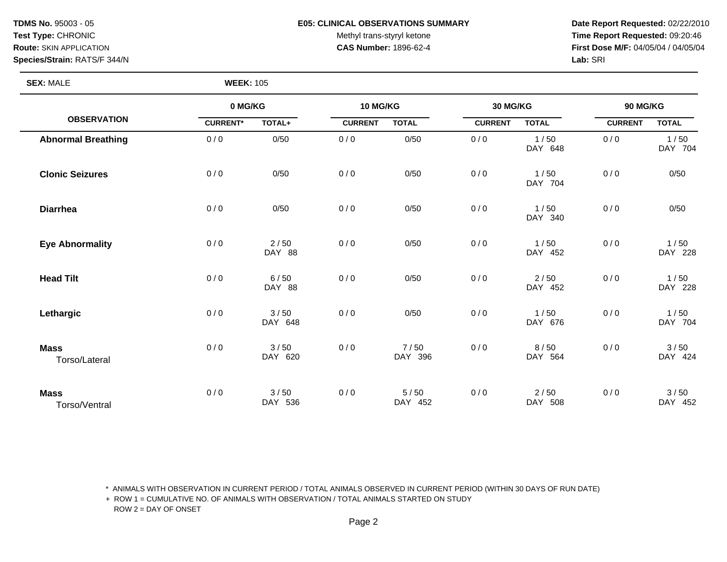**TDMS No.** 95003 - 05
**Test Type:** CHRONIC
**Route:** SKIN APPLICATION
**Species/Strain:** RATS/F 344/N

**E05: CLINICAL OBSERVATIONS SUMMARY**
Methyl trans-styryl ketone
**CAS Number:** 1896-62-4

**Date Report Requested:** 02/22/2010
**Time Report Requested:** 09:20:46
**First Dose M/F:** 04/05/04 / 04/05/04
**Lab:** SRI

**SEX:** MALE **WEEK:** 105

| OBSERVATION | 0 MG/KG | | 10 MG/KG | | 30 MG/KG | | 90 MG/KG | |
|---|---|---|---|---|---|---|---|---|
| | CURRENT* | TOTAL+ | CURRENT | TOTAL | CURRENT | TOTAL | CURRENT | TOTAL |
| **Abnormal Breathing** | 0 / 0 | 0/50 | 0 / 0 | 0/50 | 0 / 0 | 1 / 50<br>DAY 648 | 0 / 0 | 1 / 50<br>DAY 704 |
| **Clonic Seizures** | 0 / 0 | 0/50 | 0 / 0 | 0/50 | 0 / 0 | 1 / 50<br>DAY 704 | 0 / 0 | 0/50 |
| **Diarrhea** | 0 / 0 | 0/50 | 0 / 0 | 0/50 | 0 / 0 | 1 / 50<br>DAY 340 | 0 / 0 | 0/50 |
| **Eye Abnormality** | 0 / 0 | 2 / 50<br>DAY 88 | 0 / 0 | 0/50 | 0 / 0 | 1 / 50<br>DAY 452 | 0 / 0 | 1 / 50<br>DAY 228 |
| **Head Tilt** | 0 / 0 | 6 / 50<br>DAY 88 | 0 / 0 | 0/50 | 0 / 0 | 2 / 50<br>DAY 452 | 0 / 0 | 1 / 50<br>DAY 228 |
| **Lethargic** | 0 / 0 | 3 / 50<br>DAY 648 | 0 / 0 | 0/50 | 0 / 0 | 1 / 50<br>DAY 676 | 0 / 0 | 1 / 50<br>DAY 704 |
| **Mass**<br>Torso/Lateral | 0 / 0 | 3 / 50<br>DAY 620 | 0 / 0 | 7 / 50<br>DAY 396 | 0 / 0 | 8 / 50<br>DAY 564 | 0 / 0 | 3 / 50<br>DAY 424 |
| **Mass**<br>Torso/Ventral | 0 / 0 | 3 / 50<br>DAY 536 | 0 / 0 | 5 / 50<br>DAY 452 | 0 / 0 | 2 / 50<br>DAY 508 | 0 / 0 | 3 / 50<br>DAY 452 |

\* ANIMALS WITH OBSERVATION IN CURRENT PERIOD / TOTAL ANIMALS OBSERVED IN CURRENT PERIOD (WITHIN 30 DAYS OF RUN DATE)
\+ ROW 1 = CUMULATIVE NO. OF ANIMALS WITH OBSERVATION / TOTAL ANIMALS STARTED ON STUDY
ROW 2 = DAY OF ONSET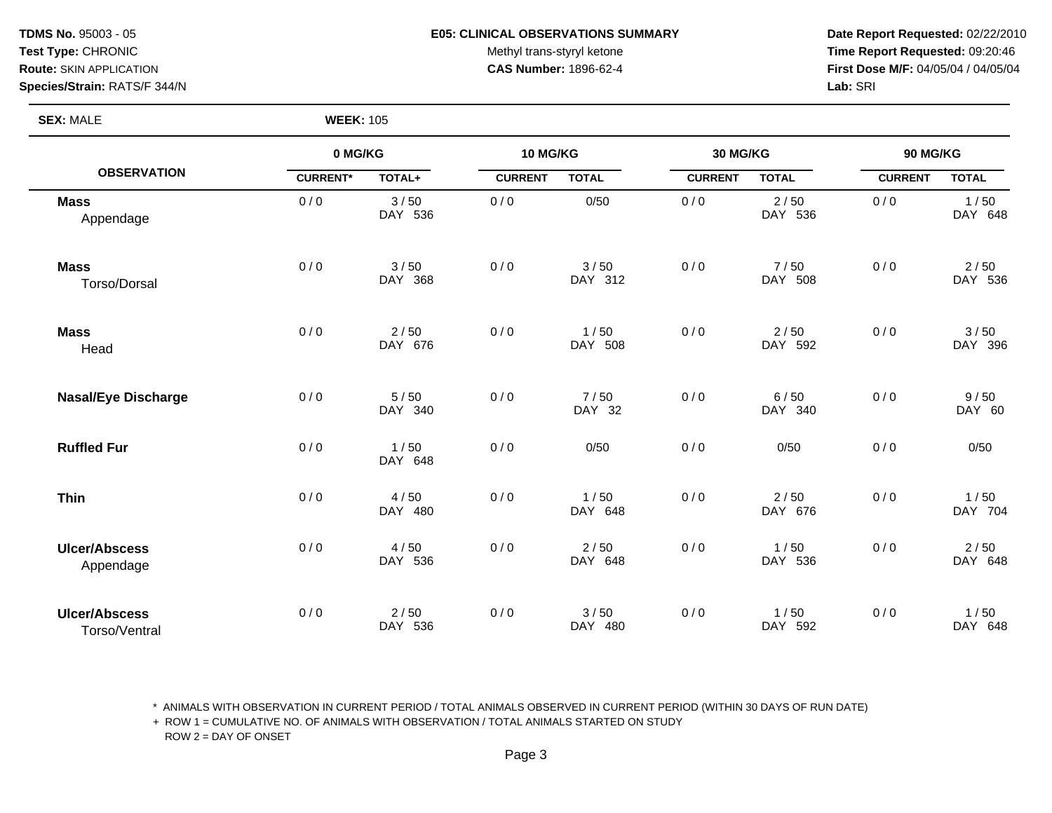**TDMS No.** 95003 - 05
**Test Type:** CHRONIC
**Route:** SKIN APPLICATION
**Species/Strain:** RATS/F 344/N

**E05: CLINICAL OBSERVATIONS SUMMARY**
Methyl trans-styryl ketone
**CAS Number:** 1896-62-4

**Date Report Requested:** 02/22/2010
**Time Report Requested:** 09:20:46
**First Dose M/F:** 04/05/04 / 04/05/04
**Lab:** SRI

**SEX:** MALE **WEEK:** 105

| OBSERVATION | 0 MG/KG | | 10 MG/KG | | 30 MG/KG | | 90 MG/KG | |
|---|---|---|---|---|---|---|---|---|
| | CURRENT* | TOTAL+ | CURRENT | TOTAL | CURRENT | TOTAL | CURRENT | TOTAL |
| **Mass** Appendage | 0 / 0 | 3 / 50 DAY 536 | 0 / 0 | 0/50 | 0 / 0 | 2 / 50 DAY 536 | 0 / 0 | 1 / 50 DAY 648 |
| **Mass** Torso/Dorsal | 0 / 0 | 3 / 50 DAY 368 | 0 / 0 | 3 / 50 DAY 312 | 0 / 0 | 7 / 50 DAY 508 | 0 / 0 | 2 / 50 DAY 536 |
| **Mass** Head | 0 / 0 | 2 / 50 DAY 676 | 0 / 0 | 1 / 50 DAY 508 | 0 / 0 | 2 / 50 DAY 592 | 0 / 0 | 3 / 50 DAY 396 |
| **Nasal/Eye Discharge** | 0 / 0 | 5 / 50 DAY 340 | 0 / 0 | 7 / 50 DAY 32 | 0 / 0 | 6 / 50 DAY 340 | 0 / 0 | 9 / 50 DAY 60 |
| **Ruffled Fur** | 0 / 0 | 1 / 50 DAY 648 | 0 / 0 | 0/50 | 0 / 0 | 0/50 | 0 / 0 | 0/50 |
| **Thin** | 0 / 0 | 4 / 50 DAY 480 | 0 / 0 | 1 / 50 DAY 648 | 0 / 0 | 2 / 50 DAY 676 | 0 / 0 | 1 / 50 DAY 704 |
| **Ulcer/Abscess** Appendage | 0 / 0 | 4 / 50 DAY 536 | 0 / 0 | 2 / 50 DAY 648 | 0 / 0 | 1 / 50 DAY 536 | 0 / 0 | 2 / 50 DAY 648 |
| **Ulcer/Abscess** Torso/Ventral | 0 / 0 | 2 / 50 DAY 536 | 0 / 0 | 3 / 50 DAY 480 | 0 / 0 | 1 / 50 DAY 592 | 0 / 0 | 1 / 50 DAY 648 |

\* ANIMALS WITH OBSERVATION IN CURRENT PERIOD / TOTAL ANIMALS OBSERVED IN CURRENT PERIOD (WITHIN 30 DAYS OF RUN DATE)
\+ ROW 1 = CUMULATIVE NO. OF ANIMALS WITH OBSERVATION / TOTAL ANIMALS STARTED ON STUDY
ROW 2 = DAY OF ONSET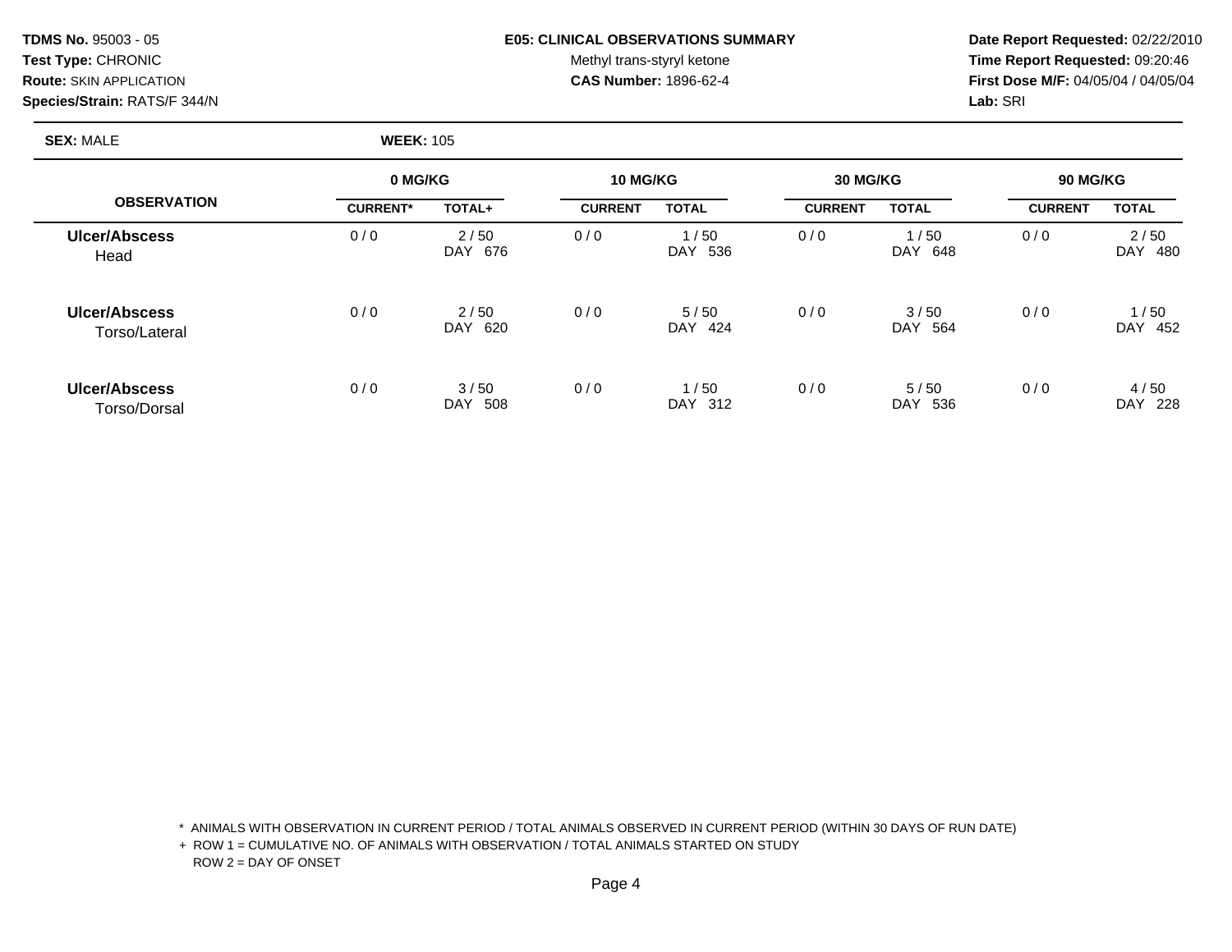**TDMS No.** 95003 - 05
**Test Type:** CHRONIC
**Route:** SKIN APPLICATION
**Species/Strain:** RATS/F 344/N

**E05: CLINICAL OBSERVATIONS SUMMARY**
Methyl trans-styryl ketone
**CAS Number:** 1896-62-4

**Date Report Requested:** 02/22/2010
**Time Report Requested:** 09:20:46
**First Dose M/F:** 04/05/04 / 04/05/04
**Lab:** SRI

**SEX:** MALE **WEEK:** 105

| OBSERVATION | 0 MG/KG | | 10 MG/KG | | 30 MG/KG | | 90 MG/KG | |
|---|---|---|---|---|---|---|---|---|
| | CURRENT* | TOTAL+ | CURRENT | TOTAL | CURRENT | TOTAL | CURRENT | TOTAL |
| **Ulcer/Abscess** Head | 0 / 0 | 2 / 50<br>DAY 676 | 0 / 0 | 1 / 50<br>DAY 536 | 0 / 0 | 1 / 50<br>DAY 648 | 0 / 0 | 2 / 50<br>DAY 480 |
| **Ulcer/Abscess** Torso/Lateral | 0 / 0 | 2 / 50<br>DAY 620 | 0 / 0 | 5 / 50<br>DAY 424 | 0 / 0 | 3 / 50<br>DAY 564 | 0 / 0 | 1 / 50<br>DAY 452 |
| **Ulcer/Abscess** Torso/Dorsal | 0 / 0 | 3 / 50<br>DAY 508 | 0 / 0 | 1 / 50<br>DAY 312 | 0 / 0 | 5 / 50<br>DAY 536 | 0 / 0 | 4 / 50<br>DAY 228 |

\* ANIMALS WITH OBSERVATION IN CURRENT PERIOD / TOTAL ANIMALS OBSERVED IN CURRENT PERIOD (WITHIN 30 DAYS OF RUN DATE)

\+ ROW 1 = CUMULATIVE NO. OF ANIMALS WITH OBSERVATION / TOTAL ANIMALS STARTED ON STUDY
ROW 2 = DAY OF ONSET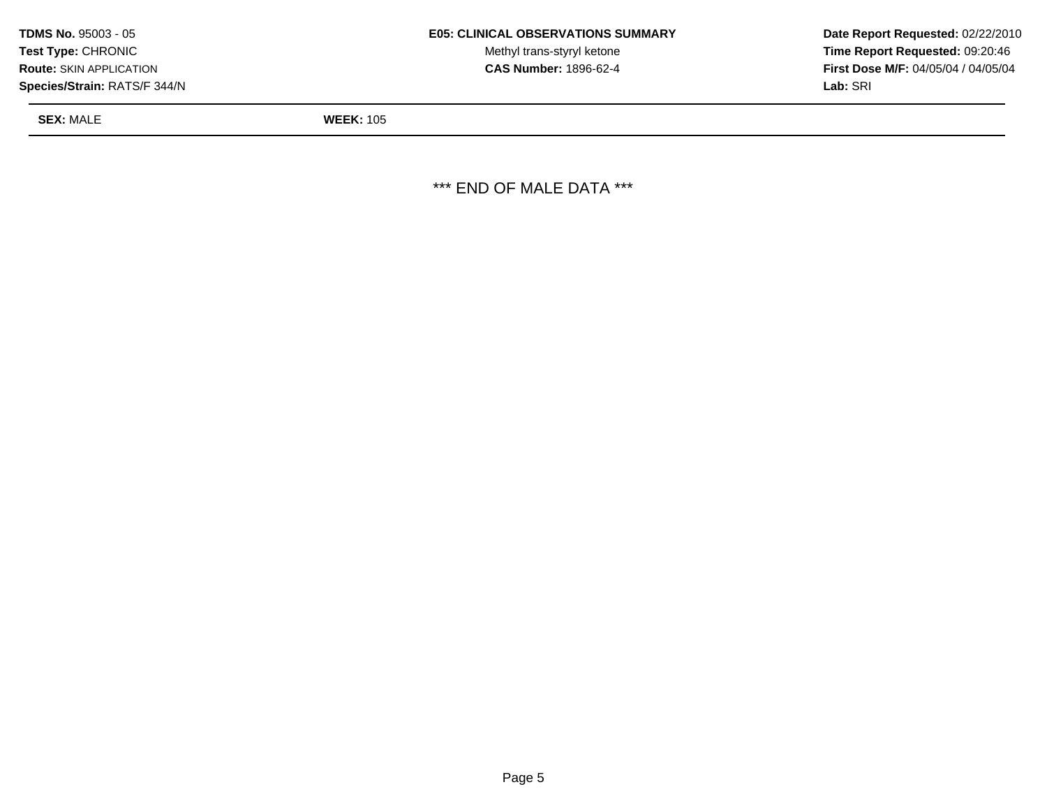**TDMS No.** 95003 - 05
**Test Type:** CHRONIC
**Route:** SKIN APPLICATION
**Species/Strain:** RATS/F 344/N

**E05: CLINICAL OBSERVATIONS SUMMARY**
Methyl trans-styryl ketone
**CAS Number:** 1896-62-4

**Date Report Requested:** 02/22/2010
**Time Report Requested:** 09:20:46
**First Dose M/F:** 04/05/04 / 04/05/04
**Lab:** SRI

**SEX:** MALE **WEEK:** 105

\*\*\* END OF MALE DATA \*\*\*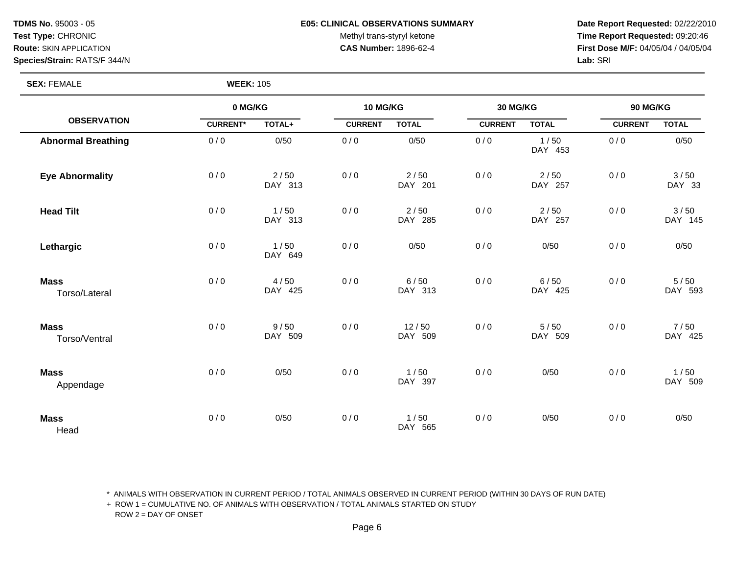**TDMS No.** 95003 - 05
**Test Type:** CHRONIC
**Route:** SKIN APPLICATION
**Species/Strain:** RATS/F 344/N

**E05: CLINICAL OBSERVATIONS SUMMARY**
Methyl trans-styryl ketone
**CAS Number:** 1896-62-4

**Date Report Requested:** 02/22/2010
**Time Report Requested:** 09:20:46
**First Dose M/F:** 04/05/04 / 04/05/04
**Lab:** SRI

**SEX:** FEMALE **WEEK:** 105

| OBSERVATION | 0 MG/KG | | 10 MG/KG | | 30 MG/KG | | 90 MG/KG | |
|---|---|---|---|---|---|---|---|---|
| | CURRENT* | TOTAL+ | CURRENT | TOTAL | CURRENT | TOTAL | CURRENT | TOTAL |
| **Abnormal Breathing** | 0 / 0 | 0/50 | 0 / 0 | 0/50 | 0 / 0 | 1 / 50<br>DAY 453 | 0 / 0 | 0/50 |
| **Eye Abnormality** | 0 / 0 | 2 / 50<br>DAY 313 | 0 / 0 | 2 / 50<br>DAY 201 | 0 / 0 | 2 / 50<br>DAY 257 | 0 / 0 | 3 / 50<br>DAY 33 |
| **Head Tilt** | 0 / 0 | 1 / 50<br>DAY 313 | 0 / 0 | 2 / 50<br>DAY 285 | 0 / 0 | 2 / 50<br>DAY 257 | 0 / 0 | 3 / 50<br>DAY 145 |
| **Lethargic** | 0 / 0 | 1 / 50<br>DAY 649 | 0 / 0 | 0/50 | 0 / 0 | 0/50 | 0 / 0 | 0/50 |
| **Mass**<br>Torso/Lateral | 0 / 0 | 4 / 50<br>DAY 425 | 0 / 0 | 6 / 50<br>DAY 313 | 0 / 0 | 6 / 50<br>DAY 425 | 0 / 0 | 5 / 50<br>DAY 593 |
| **Mass**<br>Torso/Ventral | 0 / 0 | 9 / 50<br>DAY 509 | 0 / 0 | 12 / 50<br>DAY 509 | 0 / 0 | 5 / 50<br>DAY 509 | 0 / 0 | 7 / 50<br>DAY 425 |
| **Mass**<br>Appendage | 0 / 0 | 0/50 | 0 / 0 | 1 / 50<br>DAY 397 | 0 / 0 | 0/50 | 0 / 0 | 1 / 50<br>DAY 509 |
| **Mass**<br>Head | 0 / 0 | 0/50 | 0 / 0 | 1 / 50<br>DAY 565 | 0 / 0 | 0/50 | 0 / 0 | 0/50 |

\* ANIMALS WITH OBSERVATION IN CURRENT PERIOD / TOTAL ANIMALS OBSERVED IN CURRENT PERIOD (WITHIN 30 DAYS OF RUN DATE)
+ ROW 1 = CUMULATIVE NO. OF ANIMALS WITH OBSERVATION / TOTAL ANIMALS STARTED ON STUDY
ROW 2 = DAY OF ONSET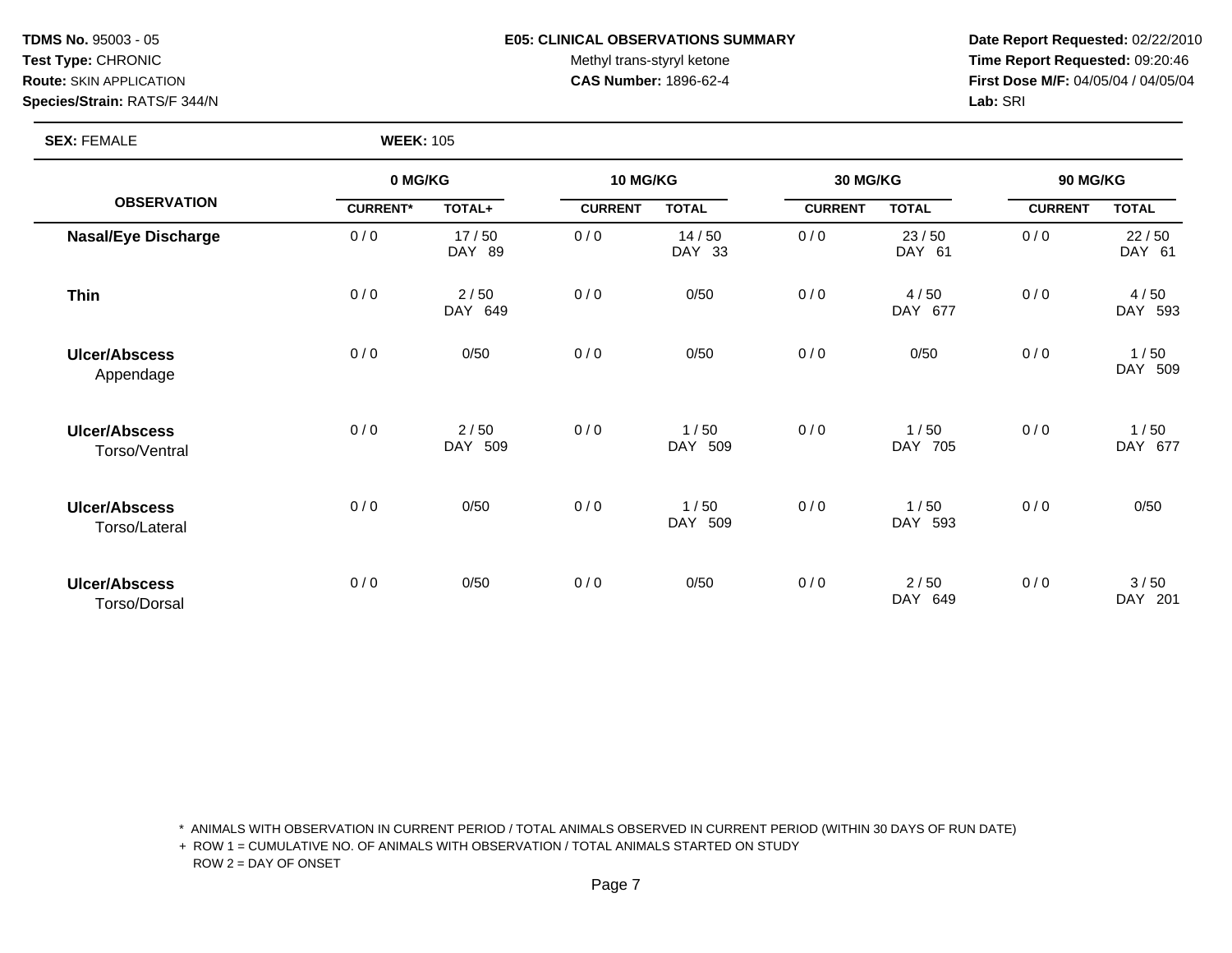**TDMS No.** 95003 - 05
**Test Type:** CHRONIC
**Route:** SKIN APPLICATION
**Species/Strain:** RATS/F 344/N

**E05: CLINICAL OBSERVATIONS SUMMARY**
Methyl trans-styryl ketone
**CAS Number:** 1896-62-4

**Date Report Requested:** 02/22/2010
**Time Report Requested:** 09:20:46
**First Dose M/F:** 04/05/04 / 04/05/04
**Lab:** SRI

**SEX:** FEMALE **WEEK:** 105

| OBSERVATION | 0 MG/KG | | 10 MG/KG | | 30 MG/KG | | 90 MG/KG | |
|---|---|---|---|---|---|---|---|---|
| | CURRENT* | TOTAL+ | CURRENT | TOTAL | CURRENT | TOTAL | CURRENT | TOTAL |
| **Nasal/Eye Discharge** | 0 / 0 | 17 / 50<br>DAY 89 | 0 / 0 | 14 / 50<br>DAY 33 | 0 / 0 | 23 / 50<br>DAY 61 | 0 / 0 | 22 / 50<br>DAY 61 |
| **Thin** | 0 / 0 | 2 / 50<br>DAY 649 | 0 / 0 | 0/50 | 0 / 0 | 4 / 50<br>DAY 677 | 0 / 0 | 4 / 50<br>DAY 593 |
| **Ulcer/Abscess**<br>Appendage | 0 / 0 | 0/50 | 0 / 0 | 0/50 | 0 / 0 | 0/50 | 0 / 0 | 1 / 50<br>DAY 509 |
| **Ulcer/Abscess**<br>Torso/Ventral | 0 / 0 | 2 / 50<br>DAY 509 | 0 / 0 | 1 / 50<br>DAY 509 | 0 / 0 | 1 / 50<br>DAY 705 | 0 / 0 | 1 / 50<br>DAY 677 |
| **Ulcer/Abscess**<br>Torso/Lateral | 0 / 0 | 0/50 | 0 / 0 | 1 / 50<br>DAY 509 | 0 / 0 | 1 / 50<br>DAY 593 | 0 / 0 | 0/50 |
| **Ulcer/Abscess**<br>Torso/Dorsal | 0 / 0 | 0/50 | 0 / 0 | 0/50 | 0 / 0 | 2 / 50<br>DAY 649 | 0 / 0 | 3 / 50<br>DAY 201 |

\* ANIMALS WITH OBSERVATION IN CURRENT PERIOD / TOTAL ANIMALS OBSERVED IN CURRENT PERIOD (WITHIN 30 DAYS OF RUN DATE)
+ ROW 1 = CUMULATIVE NO. OF ANIMALS WITH OBSERVATION / TOTAL ANIMALS STARTED ON STUDY
ROW 2 = DAY OF ONSET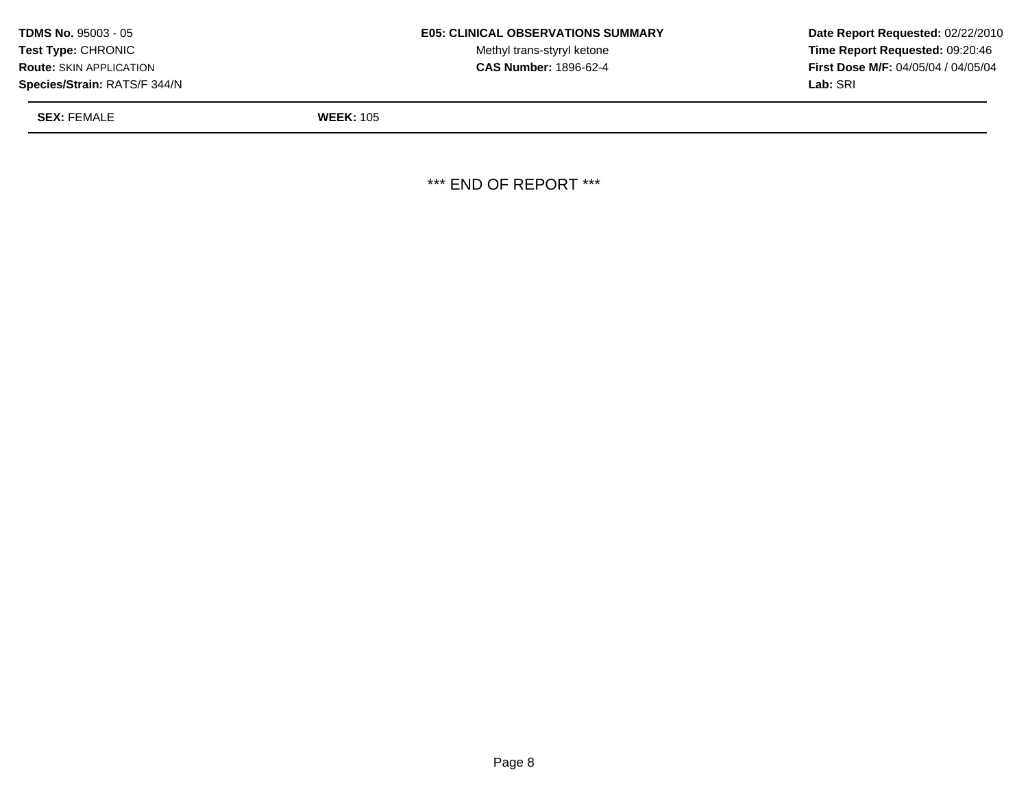**TDMS No.** 95003 - 05
**Test Type:** CHRONIC
**Route:** SKIN APPLICATION
**Species/Strain:** RATS/F 344/N

**E05: CLINICAL OBSERVATIONS SUMMARY**
Methyl trans-styryl ketone
**CAS Number:** 1896-62-4

**Date Report Requested:** 02/22/2010
**Time Report Requested:** 09:20:46
**First Dose M/F:** 04/05/04 / 04/05/04
**Lab:** SRI

**SEX:** FEMALE **WEEK:** 105

*** END OF REPORT ***